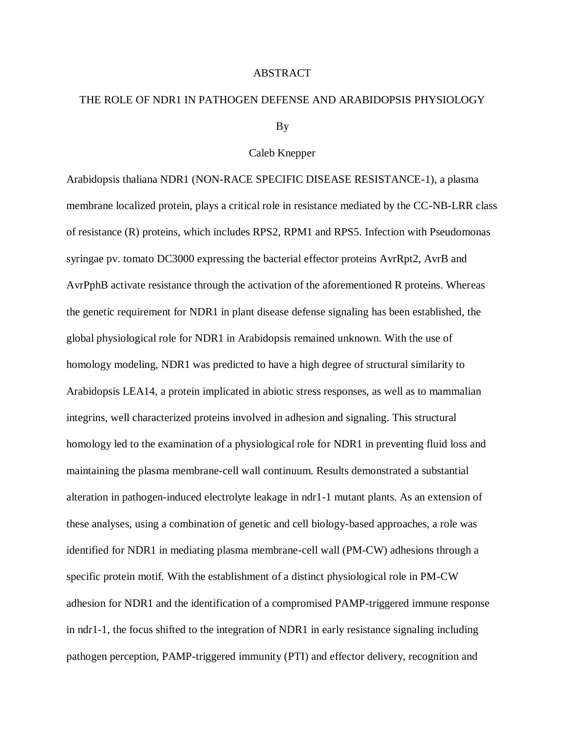# ABSTRACT

## THE ROLE OF NDR1 IN PATHOGEN DEFENSE AND ARABIDOPSIS PHYSIOLOGY

By

Caleb Knepper

Arabidopsis thaliana NDR1 (NON-RACE SPECIFIC DISEASE RESISTANCE-1), a plasma membrane localized protein, plays a critical role in resistance mediated by the CC-NB-LRR class of resistance (R) proteins, which includes RPS2, RPM1 and RPS5. Infection with Pseudomonas syringae pv. tomato DC3000 expressing the bacterial effector proteins AvrRpt2, AvrB and AvrPphB activate resistance through the activation of the aforementioned R proteins. Whereas the genetic requirement for NDR1 in plant disease defense signaling has been established, the global physiological role for NDR1 in Arabidopsis remained unknown. With the use of homology modeling, NDR1 was predicted to have a high degree of structural similarity to Arabidopsis LEA14, a protein implicated in abiotic stress responses, as well as to mammalian integrins, well characterized proteins involved in adhesion and signaling. This structural homology led to the examination of a physiological role for NDR1 in preventing fluid loss and maintaining the plasma membrane-cell wall continuum. Results demonstrated a substantial alteration in pathogen-induced electrolyte leakage in ndr1-1 mutant plants. As an extension of these analyses, using a combination of genetic and cell biology-based approaches, a role was identified for NDR1 in mediating plasma membrane-cell wall (PM-CW) adhesions through a specific protein motif. With the establishment of a distinct physiological role in PM-CW adhesion for NDR1 and the identification of a compromised PAMP-triggered immune response in ndr1-1, the focus shifted to the integration of NDR1 in early resistance signaling including pathogen perception, PAMP-triggered immunity (PTI) and effector delivery, recognition and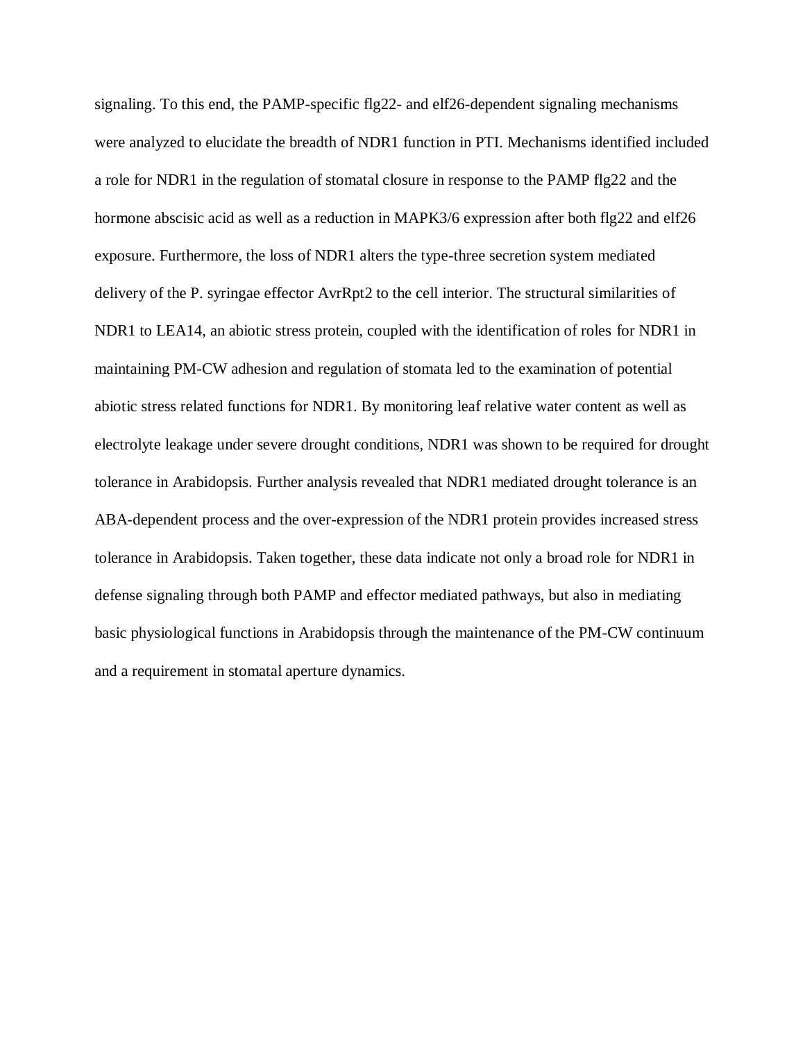signaling. To this end, the PAMP-specific flg22- and elf26-dependent signaling mechanisms were analyzed to elucidate the breadth of NDR1 function in PTI. Mechanisms identified included a role for NDR1 in the regulation of stomatal closure in response to the PAMP flg22 and the hormone abscisic acid as well as a reduction in MAPK3/6 expression after both flg22 and elf26 exposure. Furthermore, the loss of NDR1 alters the type-three secretion system mediated delivery of the P. syringae effector AvrRpt2 to the cell interior. The structural similarities of NDR1 to LEA14, an abiotic stress protein, coupled with the identification of roles for NDR1 in maintaining PM-CW adhesion and regulation of stomata led to the examination of potential abiotic stress related functions for NDR1. By monitoring leaf relative water content as well as electrolyte leakage under severe drought conditions, NDR1 was shown to be required for drought tolerance in Arabidopsis. Further analysis revealed that NDR1 mediated drought tolerance is an ABA-dependent process and the over-expression of the NDR1 protein provides increased stress tolerance in Arabidopsis. Taken together, these data indicate not only a broad role for NDR1 in defense signaling through both PAMP and effector mediated pathways, but also in mediating basic physiological functions in Arabidopsis through the maintenance of the PM-CW continuum and a requirement in stomatal aperture dynamics.